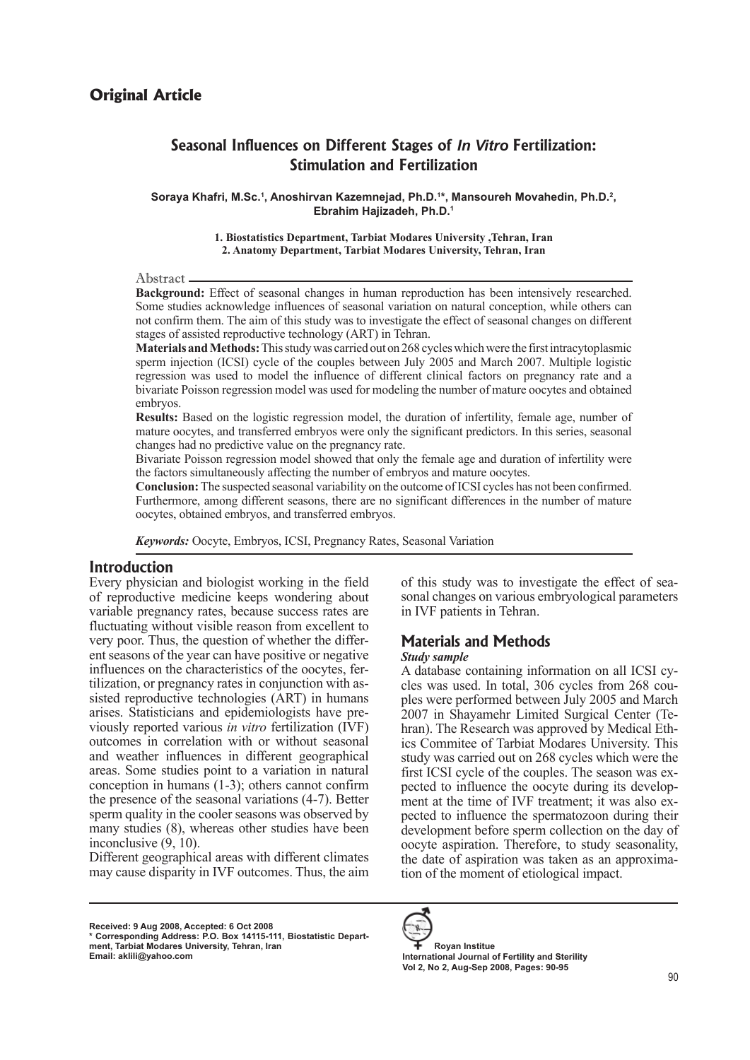## Original Article

# Seasonal Influences on Different Stages of *In Vitro* Fertilization: Stimulation and Fertilization

**Soraya Khafri, M.Sc.[1], Anoshirvan Kazemnejad, Ph.D.[1]*, Mansoureh Movahedin, Ph.D.[2], Ebrahim Hajizadeh, Ph.D.[1]**

**1. Biostatistics Department, Tarbiat Modares University ,Tehran, Iran**
**2. Anatomy Department, Tarbiat Modares University, Tehran, Iran**

### Abstract

**Background:** Effect of seasonal changes in human reproduction has been intensively researched. Some studies acknowledge influences of seasonal variation on natural conception, while others can not confirm them. The aim of this study was to investigate the effect of seasonal changes on different stages of assisted reproductive technology (ART) in Tehran.

**Materials and Methods:** This study was carried out on 268 cycles which were the first intracytoplasmic sperm injection (ICSI) cycle of the couples between July 2005 and March 2007. Multiple logistic regression was used to model the influence of different clinical factors on pregnancy rate and a bivariate Poisson regression model was used for modeling the number of mature oocytes and obtained embryos.

**Results:** Based on the logistic regression model, the duration of infertility, female age, number of mature oocytes, and transferred embryos were only the significant predictors. In this series, seasonal changes had no predictive value on the pregnancy rate.

Bivariate Poisson regression model showed that only the female age and duration of infertility were the factors simultaneously affecting the number of embryos and mature oocytes.

**Conclusion:** The suspected seasonal variability on the outcome of ICSI cycles has not been confirmed. Furthermore, among different seasons, there are no significant differences in the number of mature oocytes, obtained embryos, and transferred embryos.

***Keywords:*** Oocyte, Embryos, ICSI, Pregnancy Rates, Seasonal Variation

## Introduction

Every physician and biologist working in the field of reproductive medicine keeps wondering about variable pregnancy rates, because success rates are fluctuating without visible reason from excellent to very poor. Thus, the question of whether the different seasons of the year can have positive or negative influences on the characteristics of the oocytes, fertilization, or pregnancy rates in conjunction with assisted reproductive technologies (ART) in humans arises. Statisticians and epidemiologists have previously reported various *in vitro* fertilization (IVF) outcomes in correlation with or without seasonal and weather influences in different geographical areas. Some studies point to a variation in natural conception in humans (1-3); others cannot confirm the presence of the seasonal variations (4-7). Better sperm quality in the cooler seasons was observed by many studies (8), whereas other studies have been inconclusive (9, 10).

Different geographical areas with different climates may cause disparity in IVF outcomes. Thus, the aim of this study was to investigate the effect of seasonal changes on various embryological parameters in IVF patients in Tehran.

## Materials and Methods

***Study sample***

A database containing information on all ICSI cycles was used. In total, 306 cycles from 268 couples were performed between July 2005 and March 2007 in Shayamehr Limited Surgical Center (Tehran). The Research was approved by Medical Ethics Commitee of Tarbiat Modares University. This study was carried out on 268 cycles which were the first ICSI cycle of the couples. The season was expected to influence the oocyte during its development at the time of IVF treatment; it was also expected to influence the spermatozoon during their development before sperm collection on the day of oocyte aspiration. Therefore, to study seasonality, the date of aspiration was taken as an approximation of the moment of etiological impact.

**Received: 9 Aug 2008, Accepted: 6 Oct 2008**
**\* Corresponding Address: P.O. Box 14115-111, Biostatistic Department, Tarbiat Modares University, Tehran, Iran**
**Email: aklili@yahoo.com**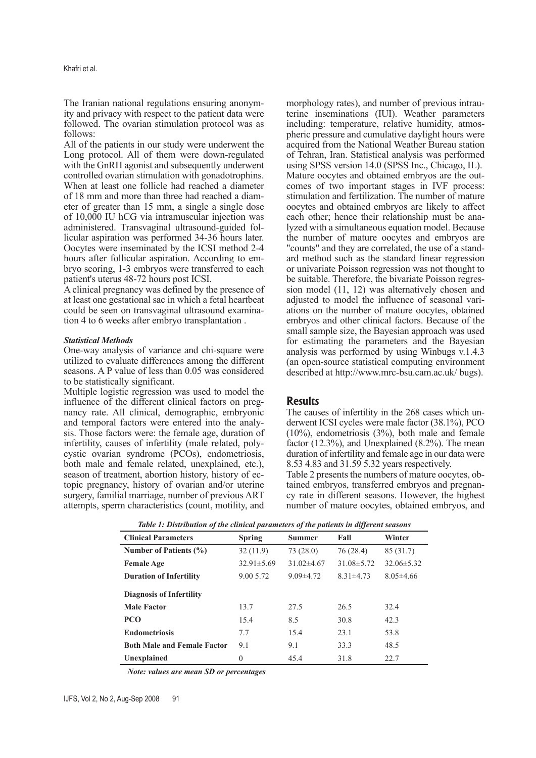The Iranian national regulations ensuring anonymity and privacy with respect to the patient data were followed. The ovarian stimulation protocol was as follows:

All of the patients in our study were underwent the Long protocol. All of them were down-regulated with the GnRH agonist and subsequently underwent controlled ovarian stimulation with gonadotrophins. When at least one follicle had reached a diameter of 18 mm and more than three had reached a diameter of greater than 15 mm, a single a single dose of 10,000 IU hCG via intramuscular injection was administered. Transvaginal ultrasound-guided follicular aspiration was performed 34-36 hours later. Oocytes were inseminated by the ICSI method 2-4 hours after follicular aspiration. According to embryo scoring, 1-3 embryos were transferred to each patient's uterus 48-72 hours post ICSI.

A clinical pregnancy was defined by the presence of at least one gestational sac in which a fetal heartbeat could be seen on transvaginal ultrasound examination 4 to 6 weeks after embryo transplantation .

***Statistical Methods***

One-way analysis of variance and chi-square were utilized to evaluate differences among the different seasons. A P value of less than 0.05 was considered to be statistically significant.

Multiple logistic regression was used to model the influence of the different clinical factors on pregnancy rate. All clinical, demographic, embryonic and temporal factors were entered into the analysis. Those factors were: the female age, duration of infertility, causes of infertility (male related, polycystic ovarian syndrome (PCOs), endometriosis, both male and female related, unexplained, etc.), season of treatment, abortion history, history of ectopic pregnancy, history of ovarian and/or uterine surgery, familial marriage, number of previous ART attempts, sperm characteristics (count, motility, and morphology rates), and number of previous intrauterine inseminations (IUI). Weather parameters including: temperature, relative humidity, atmospheric pressure and cumulative daylight hours were acquired from the National Weather Bureau station of Tehran, Iran. Statistical analysis was performed using SPSS version 14.0 (SPSS Inc., Chicago, IL).

Mature oocytes and obtained embryos are the outcomes of two important stages in IVF process: stimulation and fertilization. The number of mature oocytes and obtained embryos are likely to affect each other; hence their relationship must be analyzed with a simultaneous equation model. Because the number of mature oocytes and embryos are "counts" and they are correlated, the use of a standard method such as the standard linear regression or univariate Poisson regression was not thought to be suitable. Therefore, the bivariate Poisson regression model (11, 12) was alternatively chosen and adjusted to model the influence of seasonal variations on the number of mature oocytes, obtained embryos and other clinical factors. Because of the small sample size, the Bayesian approach was used for estimating the parameters and the Bayesian analysis was performed by using Winbugs v.1.4.3 (an open-source statistical computing environment described at http://www.mrc-bsu.cam.ac.uk/ bugs).

## Results

The causes of infertility in the 268 cases which underwent ICSI cycles were male factor (38.1%), PCO (10%), endometriosis (3%), both male and female factor (12.3%), and Unexplained (8.2%). The mean duration of infertility and female age in our data were 8.53 4.83 and 31.59 5.32 years respectively.

Table 2 presents the numbers of mature oocytes, obtained embryos, transferred embryos and pregnancy rate in different seasons. However, the highest number of mature oocytes, obtained embryos, and

***Table 1: Distribution of the clinical parameters of the patients in different seasons***

| Clinical Parameters | Spring | Summer | Fall | Winter |
|---|---|---|---|---|
| **Number of Patients (%)** | 32 (11.9) | 73 (28.0) | 76 (28.4) | 85 (31.7) |
| **Female Age** | 32.91±5.69 | 31.02±4.67 | 31.08±5.72 | 32.06±5.32 |
| **Duration of Infertility** | 9.00 5.72 | 9.09±4.72 | 8.31±4.73 | 8.05±4.66 |
| **Diagnosis of Infertility** | | | | |
| **Male Factor** | 13.7 | 27.5 | 26.5 | 32.4 |
| **PCO** | 15.4 | 8.5 | 30.8 | 42.3 |
| **Endometriosis** | 7.7 | 15.4 | 23.1 | 53.8 |
| **Both Male and Female Factor** | 9.1 | 9.1 | 33.3 | 48.5 |
| **Unexplained** | 0 | 45.4 | 31.8 | 22.7 |

***Note: values are mean SD or percentages***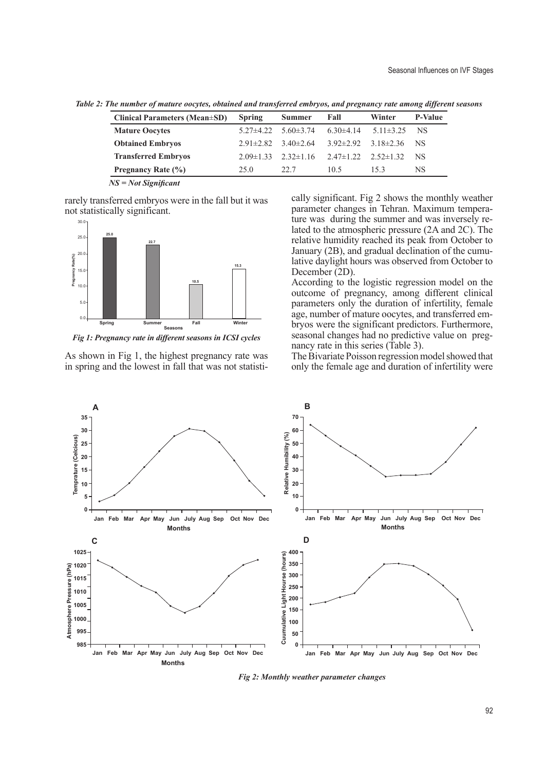*Table 2: The number of mature oocytes, obtained and transferred embryos, and pregnancy rate among different seasons*

| Clinical Parameters (Mean±SD) | Spring | Summer | Fall | Winter | P-Value |
|---|---|---|---|---|---|
| **Mature Oocytes** | 5.27±4.22 | 5.60±3.74 | 6.30±4.14 | 5.11±3.25 | NS |
| **Obtained Embryos** | 2.91±2.82 | 3.40±2.64 | 3.92±2.92 | 3.18±2.36 | NS |
| **Transferred Embryos** | 2.09±1.33 | 2.32±1.16 | 2.47±1.22 | 2.52±1.32 | NS |
| **Pregnancy Rate (%)** | 25.0 | 22.7 | 10.5 | 15.3 | NS |

*NS = Not Significant*

rarely transferred embryos were in the fall but it was not statistically significant.

*Fig 1: Pregnancy rate in different seasons in ICSI cycles*

As shown in Fig 1, the highest pregnancy rate was in spring and the lowest in fall that was not statistically significant. Fig 2 shows the monthly weather parameter changes in Tehran. Maximum temperature was during the summer and was inversely related to the atmospheric pressure (2A and 2C). The relative humidity reached its peak from October to January (2B), and gradual declination of the cumulative daylight hours was observed from October to December (2D).

According to the logistic regression model on the outcome of pregnancy, among different clinical parameters only the duration of infertility, female age, number of mature oocytes, and transferred embryos were the significant predictors. Furthermore, seasonal changes had no predictive value on pregnancy rate in this series (Table 3).

The Bivariate Poisson regression model showed that only the female age and duration of infertility were

*Fig 2: Monthly weather parameter changes*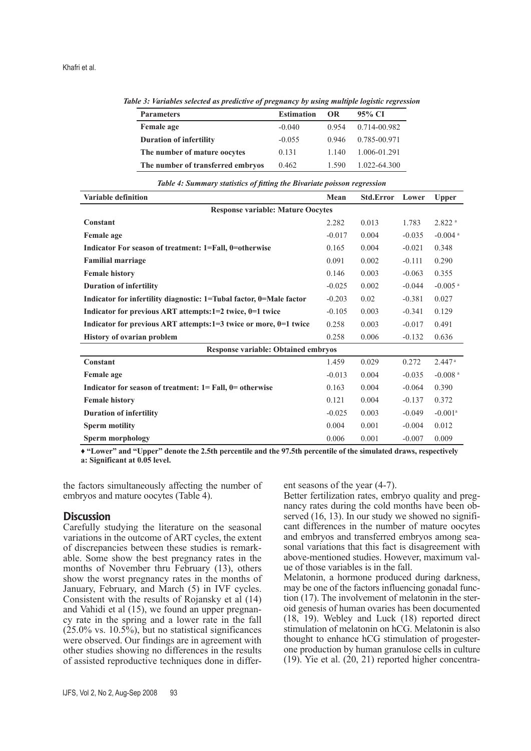*Table 3: Variables selected as predictive of pregnancy by using multiple logistic regression*

| Parameters | Estimation | OR | 95% CI |
|---|---|---|---|
| **Female age** | -0.040 | 0.954 | 0.714-00.982 |
| **Duration of infertility** | -0.055 | 0.946 | 0.785-00.971 |
| **The number of mature oocytes** | 0.131 | 1.140 | 1.006-01.291 |
| **The number of transferred embryos** | 0.462 | 1.590 | 1.022-64.300 |

*Table 4: Summary statistics of fitting the Bivariate poisson regression*

| Variable definition | Mean | Std.Error | Lower | Upper |
|---|---|---|---|---|
| **Response variable: Mature Oocytes** | | | | |
| **Constant** | 2.282 | 0.013 | 1.783 | 2.822 [a] |
| **Female age** | -0.017 | 0.004 | -0.035 | -0.004 [a] |
| **Indicator For season of treatment: 1=Fall, 0=otherwise** | 0.165 | 0.004 | -0.021 | 0.348 |
| **Familial marriage** | 0.091 | 0.002 | -0.111 | 0.290 |
| **Female history** | 0.146 | 0.003 | -0.063 | 0.355 |
| **Duration of infertility** | -0.025 | 0.002 | -0.044 | -0.005 [a] |
| **Indicator for infertility diagnostic: 1=Tubal factor, 0=Male factor** | -0.203 | 0.02 | -0.381 | 0.027 |
| **Indicator for previous ART attempts:1=2 twice, 0=1 twice** | -0.105 | 0.003 | -0.341 | 0.129 |
| **Indicator for previous ART attempts:1=3 twice or more, 0=1 twice** | 0.258 | 0.003 | -0.017 | 0.491 |
| **History of ovarian problem** | 0.258 | 0.006 | -0.132 | 0.636 |
| **Response variable: Obtained embryos** | | | | |
| **Constant** | 1.459 | 0.029 | 0.272 | 2.447 [a] |
| **Female age** | -0.013 | 0.004 | -0.035 | -0.008 [a] |
| **Indicator for season of treatment: 1= Fall, 0= otherwise** | 0.163 | 0.004 | -0.064 | 0.390 |
| **Female history** | 0.121 | 0.004 | -0.137 | 0.372 |
| **Duration of infertility** | -0.025 | 0.003 | -0.049 | -0.001 [a] |
| **Sperm motility** | 0.004 | 0.001 | -0.004 | 0.012 |
| **Sperm morphology** | 0.006 | 0.001 | -0.007 | 0.009 |

**♦ "Lower" and "Upper" denote the 2.5th percentile and the 97.5th percentile of the simulated draws, respectively**
**a: Significant at 0.05 level.**

the factors simultaneously affecting the number of embryos and mature oocytes (Table 4).

## Discussion

Carefully studying the literature on the seasonal variations in the outcome of ART cycles, the extent of discrepancies between these studies is remarkable. Some show the best pregnancy rates in the months of November thru February (13), others show the worst pregnancy rates in the months of January, February, and March (5) in IVF cycles. Consistent with the results of Rojansky et al (14) and Vahidi et al (15), we found an upper pregnancy rate in the spring and a lower rate in the fall (25.0% vs. 10.5%), but no statistical significances were observed. Our findings are in agreement with other studies showing no differences in the results of assisted reproductive techniques done in different seasons of the year (4-7).

Better fertilization rates, embryo quality and pregnancy rates during the cold months have been observed (16, 13). In our study we showed no significant differences in the number of mature oocytes and embryos and transferred embryos among seasonal variations that this fact is disagreement with above-mentioned studies. However, maximum value of those variables is in the fall.

Melatonin, a hormone produced during darkness, may be one of the factors influencing gonadal function (17). The involvement of melatonin in the steroid genesis of human ovaries has been documented (18, 19). Webley and Luck (18) reported direct stimulation of melatonin on hCG. Melatonin is also thought to enhance hCG stimulation of progesterone production by human granulose cells in culture (19). Yie et al. (20, 21) reported higher concentra-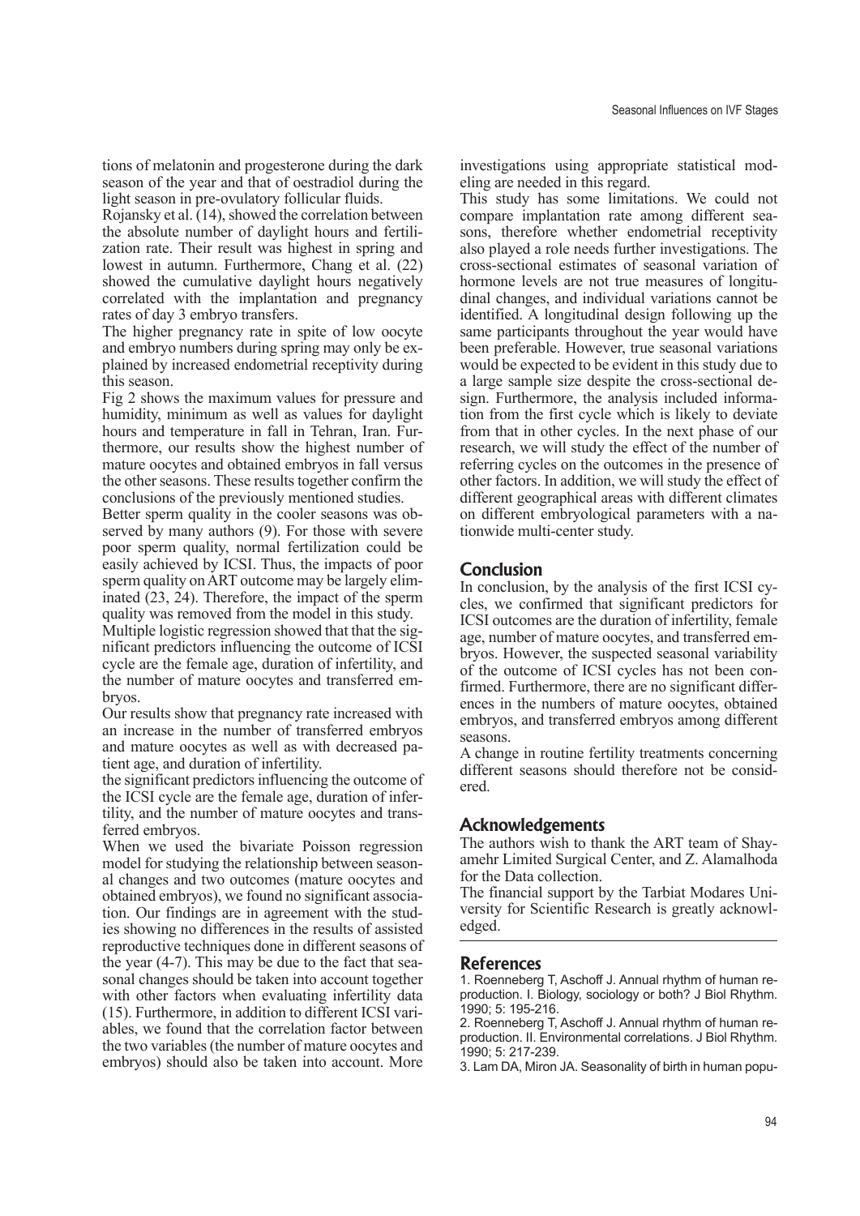tions of melatonin and progesterone during the dark season of the year and that of oestradiol during the light season in pre-ovulatory follicular fluids.

Rojansky et al. (14), showed the correlation between the absolute number of daylight hours and fertilization rate. Their result was highest in spring and lowest in autumn. Furthermore, Chang et al. (22) showed the cumulative daylight hours negatively correlated with the implantation and pregnancy rates of day 3 embryo transfers.

The higher pregnancy rate in spite of low oocyte and embryo numbers during spring may only be explained by increased endometrial receptivity during this season.

Fig 2 shows the maximum values for pressure and humidity, minimum as well as values for daylight hours and temperature in fall in Tehran, Iran. Furthermore, our results show the highest number of mature oocytes and obtained embryos in fall versus the other seasons. These results together confirm the conclusions of the previously mentioned studies.

Better sperm quality in the cooler seasons was observed by many authors (9). For those with severe poor sperm quality, normal fertilization could be easily achieved by ICSI. Thus, the impacts of poor sperm quality on ART outcome may be largely eliminated (23, 24). Therefore, the impact of the sperm quality was removed from the model in this study.

Multiple logistic regression showed that that the significant predictors influencing the outcome of ICSI cycle are the female age, duration of infertility, and the number of mature oocytes and transferred embryos.

Our results show that pregnancy rate increased with an increase in the number of transferred embryos and mature oocytes as well as with decreased patient age, and duration of infertility.

the significant predictors influencing the outcome of the ICSI cycle are the female age, duration of infertility, and the number of mature oocytes and transferred embryos.

When we used the bivariate Poisson regression model for studying the relationship between seasonal changes and two outcomes (mature oocytes and obtained embryos), we found no significant association. Our findings are in agreement with the studies showing no differences in the results of assisted reproductive techniques done in different seasons of the year (4-7). This may be due to the fact that seasonal changes should be taken into account together with other factors when evaluating infertility data (15). Furthermore, in addition to different ICSI variables, we found that the correlation factor between the two variables (the number of mature oocytes and embryos) should also be taken into account. More investigations using appropriate statistical modeling are needed in this regard.

This study has some limitations. We could not compare implantation rate among different seasons, therefore whether endometrial receptivity also played a role needs further investigations. The cross-sectional estimates of seasonal variation of hormone levels are not true measures of longitudinal changes, and individual variations cannot be identified. A longitudinal design following up the same participants throughout the year would have been preferable. However, true seasonal variations would be expected to be evident in this study due to a large sample size despite the cross-sectional design. Furthermore, the analysis included information from the first cycle which is likely to deviate from that in other cycles. In the next phase of our research, we will study the effect of the number of referring cycles on the outcomes in the presence of other factors. In addition, we will study the effect of different geographical areas with different climates on different embryological parameters with a nationwide multi-center study.

## Conclusion

In conclusion, by the analysis of the first ICSI cycles, we confirmed that significant predictors for ICSI outcomes are the duration of infertility, female age, number of mature oocytes, and transferred embryos. However, the suspected seasonal variability of the outcome of ICSI cycles has not been confirmed. Furthermore, there are no significant differences in the numbers of mature oocytes, obtained embryos, and transferred embryos among different seasons.

A change in routine fertility treatments concerning different seasons should therefore not be considered.

## Acknowledgements

The authors wish to thank the ART team of Shayamehr Limited Surgical Center, and Z. Alamalhoda for the Data collection.

The financial support by the Tarbiat Modares University for Scientific Research is greatly acknowledged.

## References

1. Roenneberg T, Aschoff J. Annual rhythm of human reproduction. I. Biology, sociology or both? J Biol Rhythm. 1990; 5: 195-216.
2. Roenneberg T, Aschoff J. Annual rhythm of human reproduction. II. Environmental correlations. J Biol Rhythm. 1990; 5: 217-239.
3. Lam DA, Miron JA. Seasonality of birth in human popu-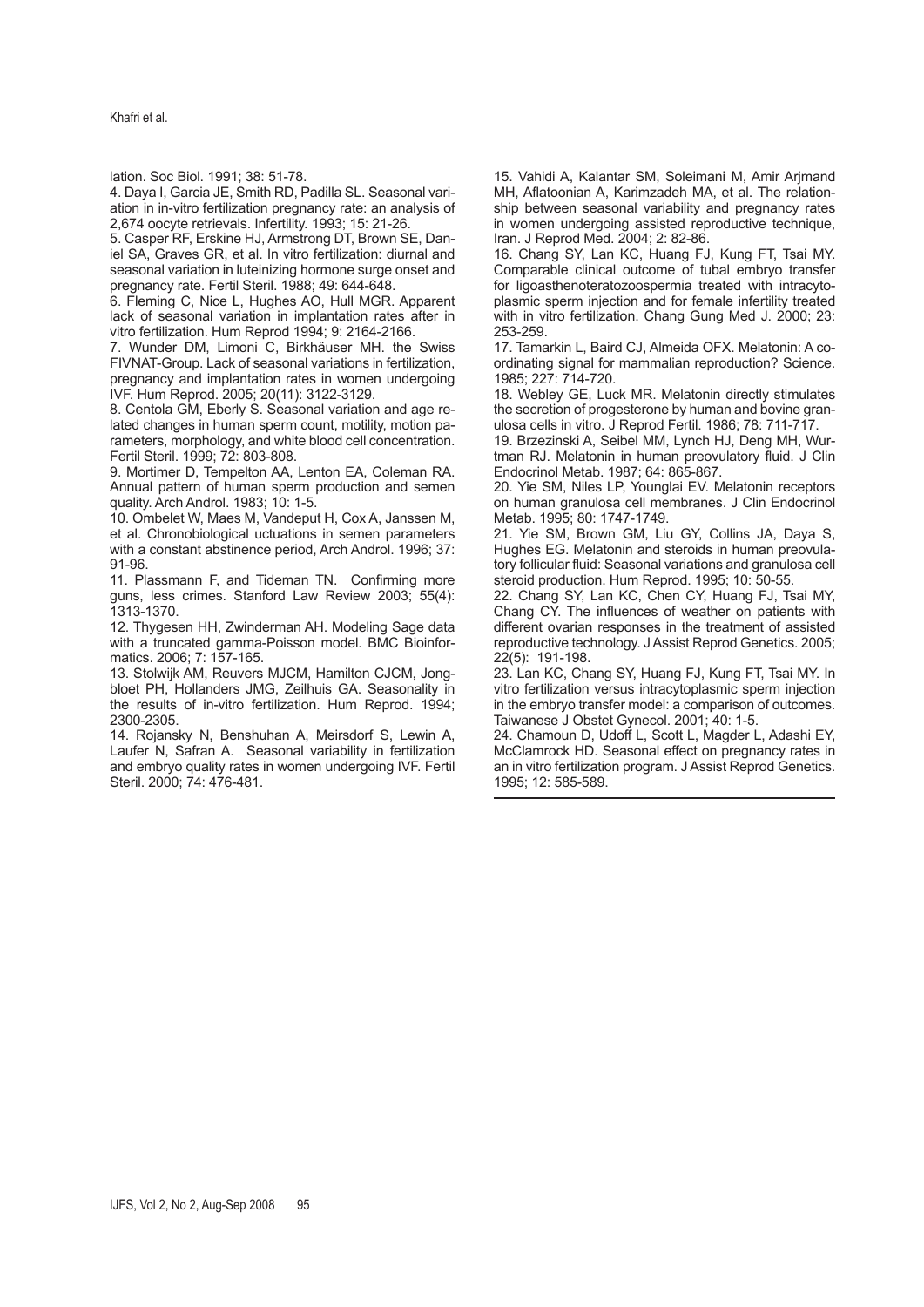lation. Soc Biol. 1991; 38: 51-78.

4. Daya I, Garcia JE, Smith RD, Padilla SL. Seasonal variation in in-vitro fertilization pregnancy rate: an analysis of 2,674 oocyte retrievals. Infertility. 1993; 15: 21-26.

5. Casper RF, Erskine HJ, Armstrong DT, Brown SE, Daniel SA, Graves GR, et al. In vitro fertilization: diurnal and seasonal variation in luteinizing hormone surge onset and pregnancy rate. Fertil Steril. 1988; 49: 644-648.

6. Fleming C, Nice L, Hughes AO, Hull MGR. Apparent lack of seasonal variation in implantation rates after in vitro fertilization. Hum Reprod 1994; 9: 2164-2166.

7. Wunder DM, Limoni C, Birkhäuser MH. the Swiss FIVNAT-Group. Lack of seasonal variations in fertilization, pregnancy and implantation rates in women undergoing IVF. Hum Reprod. 2005; 20(11): 3122-3129.

8. Centola GM, Eberly S. Seasonal variation and age related changes in human sperm count, motility, motion parameters, morphology, and white blood cell concentration. Fertil Steril. 1999; 72: 803-808.

9. Mortimer D, Tempelton AA, Lenton EA, Coleman RA. Annual pattern of human sperm production and semen quality. Arch Androl. 1983; 10: 1-5.

10. Ombelet W, Maes M, Vandeput H, Cox A, Janssen M, et al. Chronobiological uctuations in semen parameters with a constant abstinence period, Arch Androl. 1996; 37: 91-96.

11. Plassmann F, and Tideman TN. Confirming more guns, less crimes. Stanford Law Review 2003; 55(4): 1313-1370.

12. Thygesen HH, Zwinderman AH. Modeling Sage data with a truncated gamma-Poisson model. BMC Bioinformatics. 2006; 7: 157-165.

13. Stolwijk AM, Reuvers MJCM, Hamilton CJCM, Jongbloet PH, Hollanders JMG, Zeilhuis GA. Seasonality in the results of in-vitro fertilization. Hum Reprod. 1994; 2300-2305.

14. Rojansky N, Benshuhan A, Meirsdorf S, Lewin A, Laufer N, Safran A. Seasonal variability in fertilization and embryo quality rates in women undergoing IVF. Fertil Steril. 2000; 74: 476-481.

15. Vahidi A, Kalantar SM, Soleimani M, Amir Arjmand MH, Aflatoonian A, Karimzadeh MA, et al. The relationship between seasonal variability and pregnancy rates in women undergoing assisted reproductive technique, Iran. J Reprod Med. 2004; 2: 82-86.

16. Chang SY, Lan KC, Huang FJ, Kung FT, Tsai MY. Comparable clinical outcome of tubal embryo transfer for ligoasthenoteratozoospermia treated with intracytoplasmic sperm injection and for female infertility treated with in vitro fertilization. Chang Gung Med J. 2000; 23: 253-259.

17. Tamarkin L, Baird CJ, Almeida OFX. Melatonin: A coordinating signal for mammalian reproduction? Science. 1985; 227: 714-720.

18. Webley GE, Luck MR. Melatonin directly stimulates the secretion of progesterone by human and bovine granulosa cells in vitro. J Reprod Fertil. 1986; 78: 711-717.

19. Brzezinski A, Seibel MM, Lynch HJ, Deng MH, Wurtman RJ. Melatonin in human preovulatory fluid. J Clin Endocrinol Metab. 1987; 64: 865-867.

20. Yie SM, Niles LP, Younglai EV. Melatonin receptors on human granulosa cell membranes. J Clin Endocrinol Metab. 1995; 80: 1747-1749.

21. Yie SM, Brown GM, Liu GY, Collins JA, Daya S, Hughes EG. Melatonin and steroids in human preovulatory follicular fluid: Seasonal variations and granulosa cell steroid production. Hum Reprod. 1995; 10: 50-55.

22. Chang SY, Lan KC, Chen CY, Huang FJ, Tsai MY, Chang CY. The influences of weather on patients with different ovarian responses in the treatment of assisted reproductive technology. J Assist Reprod Genetics. 2005; 22(5): 191-198.

23. Lan KC, Chang SY, Huang FJ, Kung FT, Tsai MY. In vitro fertilization versus intracytoplasmic sperm injection in the embryo transfer model: a comparison of outcomes. Taiwanese J Obstet Gynecol. 2001; 40: 1-5.

24. Chamoun D, Udoff L, Scott L, Magder L, Adashi EY, McClamrock HD. Seasonal effect on pregnancy rates in an in vitro fertilization program. J Assist Reprod Genetics. 1995; 12: 585-589.